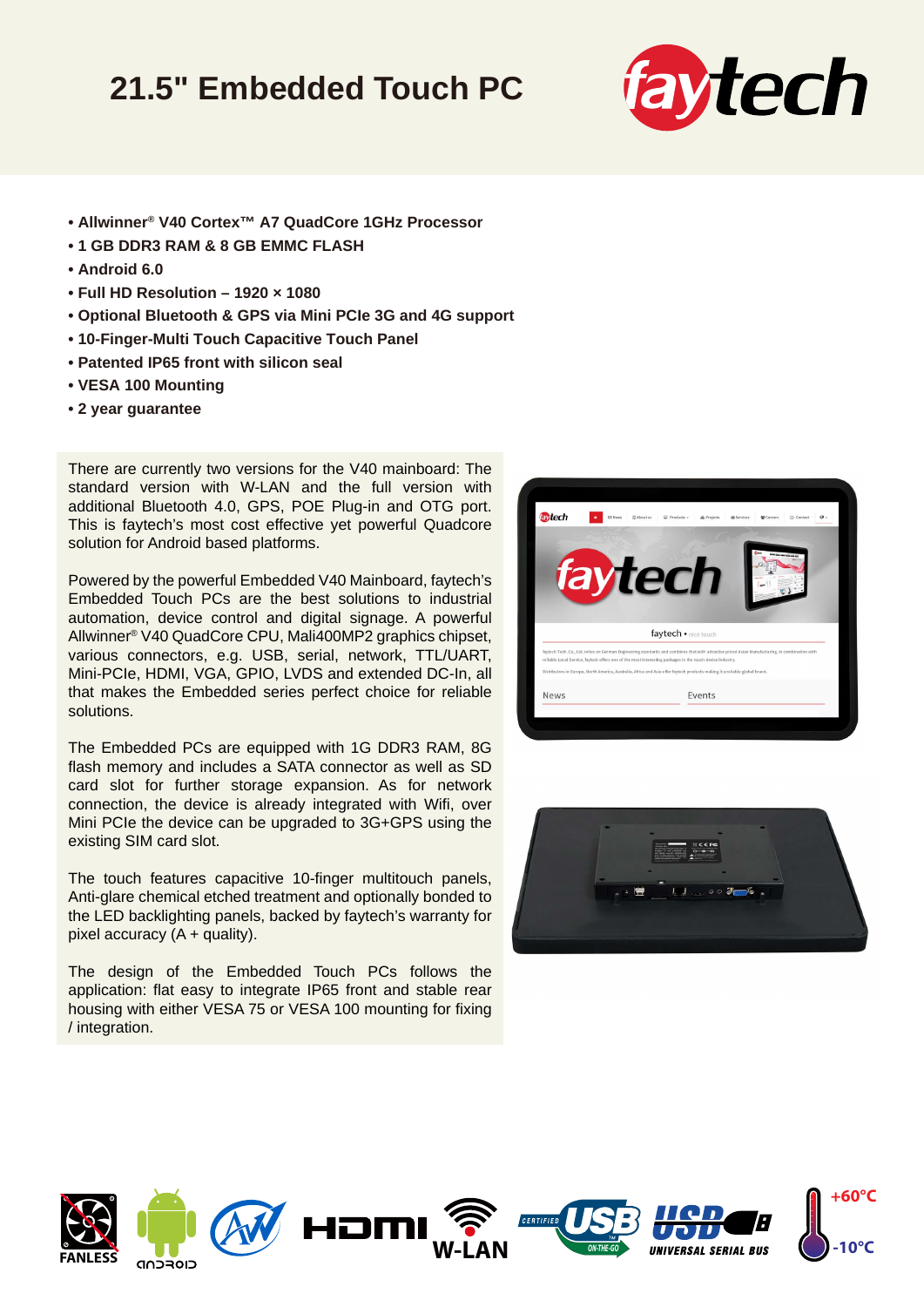# 21.5" Embedded Touch PC

- Allwinner® V40 Cortex™ A7 QuadCore 1GHz Processor
- 1 GB DDR3 RAM & 8 GB EMMC FLASH
- Android 6.0
- Full HD Resolution – 1920 × 1080
- Optional Bluetooth & GPS via Mini PCIe 3G and 4G support
- 10-Finger-Multi Touch Capacitive Touch Panel
- Patented IP65 front with silicon seal
- VESA 100 Mounting
- 2 year guarantee

There are currently two versions for the V40 mainboard: The standard version with W-LAN and the full version with additional Bluetooth 4.0, GPS, POE Plug-in and OTG port. This is faytech's most cost effective yet powerful Quadcore solution for Android based platforms.

Powered by the powerful Embedded V40 Mainboard, faytech's Embedded Touch PCs are the best solutions to industrial automation, device control and digital signage. A powerful Allwinner® V40 QuadCore CPU, Mali400MP2 graphics chipset, various connectors, e.g. USB, serial, network, TTL/UART, Mini-PCIe, HDMI, VGA, GPIO, LVDS and extended DC-In, all that makes the Embedded series perfect choice for reliable solutions.

The Embedded PCs are equipped with 1G DDR3 RAM, 8G flash memory and includes a SATA connector as well as SD card slot for further storage expansion. As for network connection, the device is already integrated with Wifi, over Mini PCIe the device can be upgraded to 3G+GPS using the existing SIM card slot.

The touch features capacitive 10-finger multitouch panels, Anti-glare chemical etched treatment and optionally bonded to the LED backlighting panels, backed by faytech's warranty for pixel accuracy (A + quality).

The design of the Embedded Touch PCs follows the application: flat easy to integrate IP65 front and stable rear housing with either VESA 75 or VESA 100 mounting for fixing / integration.

FANLESS · ANDROID · HDMI · W-LAN · CERTIFIED USB · USB UNIVERSAL SERIAL BUS · +60°C -10°C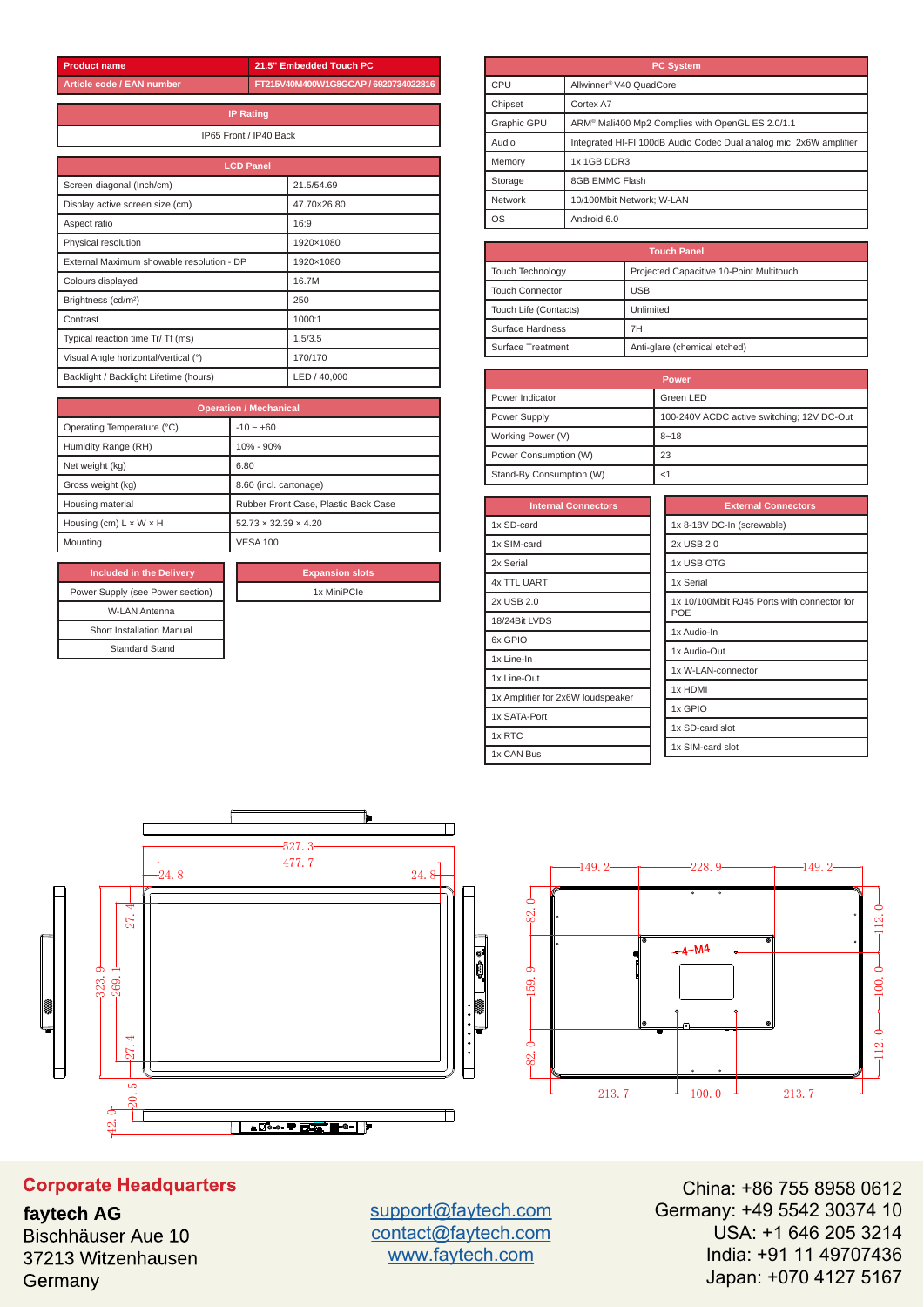| Product name | 21.5" Embedded Touch PC |
|---|---|
| Article code / EAN number | FT215V40M400W1G8GCAP / 6920734022816 |

| IP Rating |
|---|
| IP65 Front / IP40 Back |

| LCD Panel | |
|---|---|
| Screen diagonal (Inch/cm) | 21.5/54.69 |
| Display active screen size (cm) | 47.70×26.80 |
| Aspect ratio | 16:9 |
| Physical resolution | 1920×1080 |
| External Maximum showable resolution - DP | 1920×1080 |
| Colours displayed | 16.7M |
| Brightness (cd/m²) | 250 |
| Contrast | 1000:1 |
| Typical reaction time Tr/ Tf (ms) | 1.5/3.5 |
| Visual Angle horizontal/vertical (°) | 170/170 |
| Backlight / Backlight Lifetime (hours) | LED / 40,000 |

| Operation / Mechanical | |
|---|---|
| Operating Temperature (°C) | -10 ~ +60 |
| Humidity Range (RH) | 10% - 90% |
| Net weight (kg) | 6.80 |
| Gross weight (kg) | 8.60 (incl. cartonage) |
| Housing material | Rubber Front Case, Plastic Back Case |
| Housing (cm) L × W × H | 52.73 × 32.39 × 4.20 |
| Mounting | VESA 100 |

| Included in the Delivery |
|---|
| Power Supply (see Power section) |
| W-LAN Antenna |
| Short Installation Manual |
| Standard Stand |

| Expansion slots |
|---|
| 1x MiniPCIe |

| PC System | |
|---|---|
| CPU | Allwinner® V40 QuadCore |
| Chipset | Cortex A7 |
| Graphic GPU | ARM® Mali400 Mp2 Complies with OpenGL ES 2.0/1.1 |
| Audio | Integrated HI-FI 100dB Audio Codec Dual analog mic, 2x6W amplifier |
| Memory | 1x 1GB DDR3 |
| Storage | 8GB EMMC Flash |
| Network | 10/100Mbit Network; W-LAN |
| OS | Android 6.0 |

| Touch Panel | |
|---|---|
| Touch Technology | Projected Capacitive 10-Point Multitouch |
| Touch Connector | USB |
| Touch Life (Contacts) | Unlimited |
| Surface Hardness | 7H |
| Surface Treatment | Anti-glare (chemical etched) |

| Power | |
|---|---|
| Power Indicator | Green LED |
| Power Supply | 100-240V ACDC active switching; 12V DC-Out |
| Working Power (V) | 8~18 |
| Power Consumption (W) | 23 |
| Stand-By Consumption (W) | <1 |

| Internal Connectors |
|---|
| 1x SD-card |
| 1x SIM-card |
| 2x Serial |
| 4x TTL UART |
| 2x USB 2.0 |
| 18/24Bit LVDS |
| 6x GPIO |
| 1x Line-In |
| 1x Line-Out |
| 1x Amplifier for 2x6W loudspeaker |
| 1x SATA-Port |
| 1x RTC |
| 1x CAN Bus |

| External Connectors |
|---|
| 1x 8-18V DC-In (screwable) |
| 2x USB 2.0 |
| 1x USB OTG |
| 1x Serial |
| 1x 10/100Mbit RJ45 Ports with connector for POE |
| 1x Audio-In |
| 1x Audio-Out |
| 1x W-LAN-connector |
| 1x HDMI |
| 1x GPIO |
| 1x SD-card slot |
| 1x SIM-card slot |

527.3
477.7
24.8
24.8
27.4
323.9
269.1
27.4
20.5
42.0

149.2
228.9
149.2
82.0
159.9
82.0
4-M4
112.0
100.0
112.0
213.7
100.0
213.7

## Corporate Headquarters

**faytech AG**
Bischhäuser Aue 10
37213 Witzenhausen
Germany

support@faytech.com
contact@faytech.com
www.faytech.com

China: +86 755 8958 0612
Germany: +49 5542 30374 10
USA: +1 646 205 3214
India: +91 11 49707436
Japan: +070 4127 5167